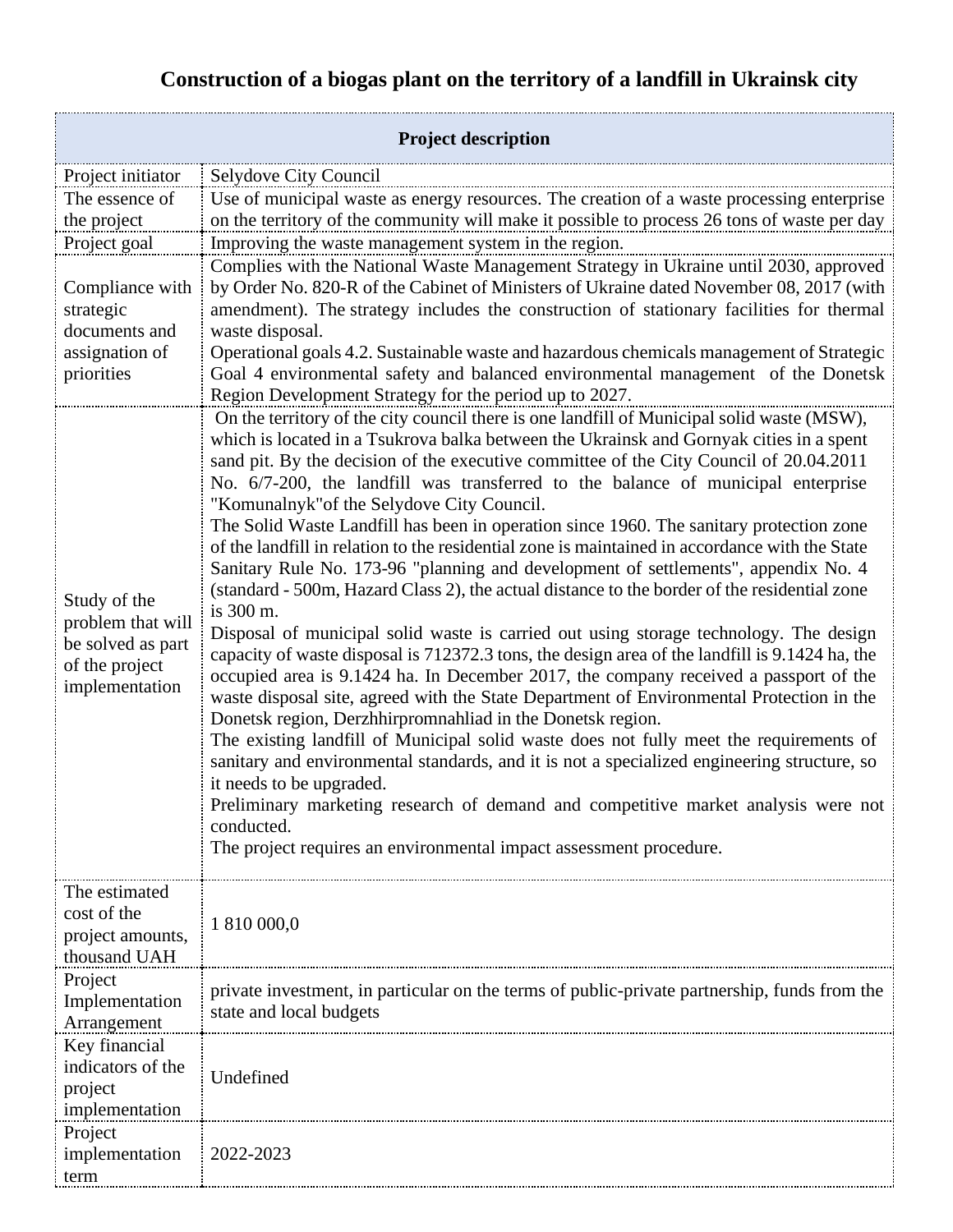# Construction of a biogas plant on the territory of a landfill in Ukrainsk city

| Project description | |
|---|---|
| Project initiator | Selydove City Council |
| The essence of the project | Use of municipal waste as energy resources. The creation of a waste processing enterprise on the territory of the community will make it possible to process 26 tons of waste per day |
| Project goal | Improving the waste management system in the region. |
| Compliance with strategic documents and assignation of priorities | Complies with the National Waste Management Strategy in Ukraine until 2030, approved by Order No. 820-R of the Cabinet of Ministers of Ukraine dated November 08, 2017 (with amendment). The strategy includes the construction of stationary facilities for thermal waste disposal.<br>Operational goals 4.2. Sustainable waste and hazardous chemicals management of Strategic Goal 4 environmental safety and balanced environmental management of the Donetsk Region Development Strategy for the period up to 2027. |
| Study of the problem that will be solved as part of the project implementation | On the territory of the city council there is one landfill of Municipal solid waste (MSW), which is located in a Tsukrova balka between the Ukrainsk and Gornyak cities in a spent sand pit. By the decision of the executive committee of the City Council of 20.04.2011 No. 6/7-200, the landfill was transferred to the balance of municipal enterprise "Komunalnyk"of the Selydove City Council.<br>The Solid Waste Landfill has been in operation since 1960. The sanitary protection zone of the landfill in relation to the residential zone is maintained in accordance with the State Sanitary Rule No. 173-96 "planning and development of settlements", appendix No. 4 (standard - 500m, Hazard Class 2), the actual distance to the border of the residential zone is 300 m.<br>Disposal of municipal solid waste is carried out using storage technology. The design capacity of waste disposal is 712372.3 tons, the design area of the landfill is 9.1424 ha, the occupied area is 9.1424 ha. In December 2017, the company received a passport of the waste disposal site, agreed with the State Department of Environmental Protection in the Donetsk region, Derzhhirpromnahliad in the Donetsk region.<br>The existing landfill of Municipal solid waste does not fully meet the requirements of sanitary and environmental standards, and it is not a specialized engineering structure, so it needs to be upgraded.<br>Preliminary marketing research of demand and competitive market analysis were not conducted.<br>The project requires an environmental impact assessment procedure. |
| The estimated cost of the project amounts, thousand UAH | 1 810 000,0 |
| Project Implementation Arrangement | private investment, in particular on the terms of public-private partnership, funds from the state and local budgets |
| Key financial indicators of the project implementation | Undefined |
| Project implementation term | 2022-2023 |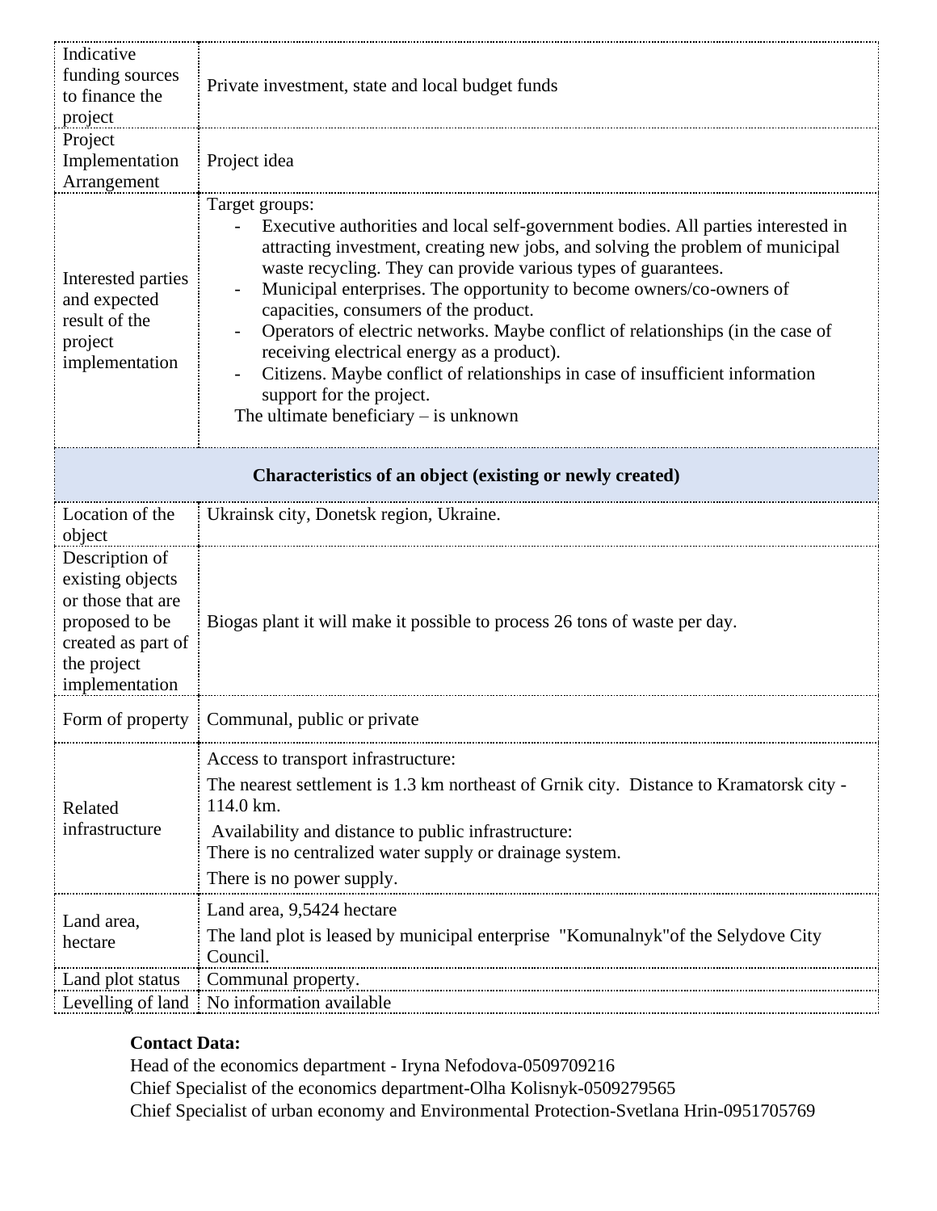| | |
|---|---|
| Indicative funding sources to finance the project | Private investment, state and local budget funds |
| Project Implementation Arrangement | Project idea |
| Interested parties and expected result of the project implementation | Target groups:<br>- Executive authorities and local self-government bodies. All parties interested in attracting investment, creating new jobs, and solving the problem of municipal waste recycling. They can provide various types of guarantees.<br>- Municipal enterprises. The opportunity to become owners/co-owners of capacities, consumers of the product.<br>- Operators of electric networks. Maybe conflict of relationships (in the case of receiving electrical energy as a product).<br>- Citizens. Maybe conflict of relationships in case of insufficient information support for the project.<br>The ultimate beneficiary – is unknown |
| **Characteristics of an object (existing or newly created)** | |
| Location of the object | Ukrainsk city, Donetsk region, Ukraine. |
| Description of existing objects or those that are proposed to be created as part of the project implementation | Biogas plant it will make it possible to process 26 tons of waste per day. |
| Form of property | Communal, public or private |
| Related infrastructure | Access to transport infrastructure:<br>The nearest settlement is 1.3 km northeast of Grnik city. Distance to Kramatorsk city - 114.0 km.<br>Availability and distance to public infrastructure:<br>There is no centralized water supply or drainage system.<br>There is no power supply. |
| Land area, hectare | Land area, 9,5424 hectare<br>The land plot is leased by municipal enterprise "Komunalnyk"of the Selydove City Council. |
| Land plot status | Communal property. |
| Levelling of land | No information available |

**Contact Data:**

Head of the economics department - Iryna Nefodova-0509709216
Chief Specialist of the economics department-Olha Kolisnyk-0509279565
Chief Specialist of urban economy and Environmental Protection-Svetlana Hrin-0951705769